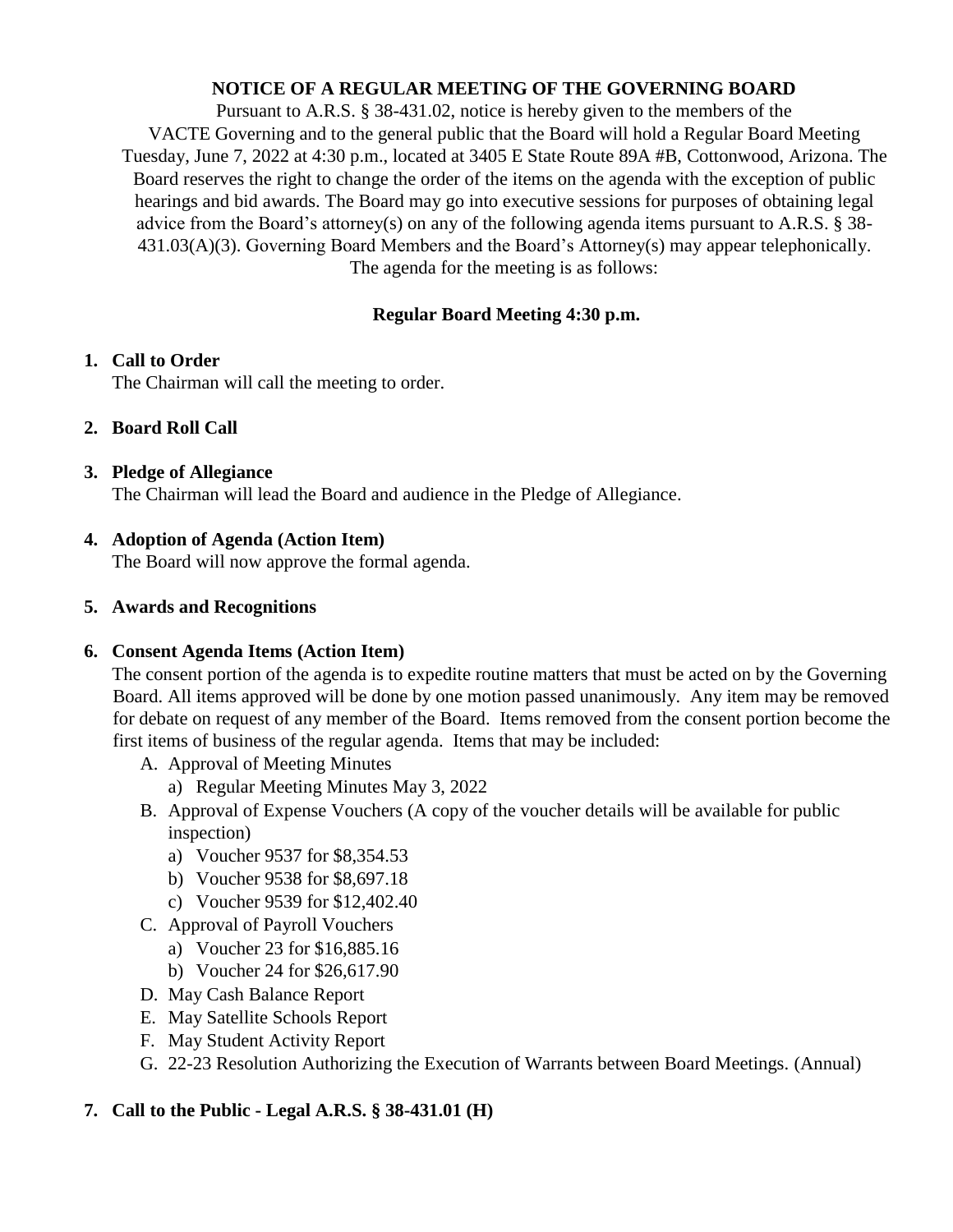# NOTICE OF A REGULAR MEETING OF THE GOVERNING BOARD

Pursuant to A.R.S. § 38-431.02, notice is hereby given to the members of the VACTE Governing and to the general public that the Board will hold a Regular Board Meeting Tuesday, June 7, 2022 at 4:30 p.m., located at 3405 E State Route 89A #B, Cottonwood, Arizona. The Board reserves the right to change the order of the items on the agenda with the exception of public hearings and bid awards. The Board may go into executive sessions for purposes of obtaining legal advice from the Board's attorney(s) on any of the following agenda items pursuant to A.R.S. § 38-431.03(A)(3). Governing Board Members and the Board's Attorney(s) may appear telephonically. The agenda for the meeting is as follows:

## Regular Board Meeting 4:30 p.m.

1. **Call to Order**
   The Chairman will call the meeting to order.

2. **Board Roll Call**

3. **Pledge of Allegiance**
   The Chairman will lead the Board and audience in the Pledge of Allegiance.

4. **Adoption of Agenda (Action Item)**
   The Board will now approve the formal agenda.

5. **Awards and Recognitions**

6. **Consent Agenda Items (Action Item)**
   The consent portion of the agenda is to expedite routine matters that must be acted on by the Governing Board. All items approved will be done by one motion passed unanimously. Any item may be removed for debate on request of any member of the Board. Items removed from the consent portion become the first items of business of the regular agenda. Items that may be included:
   - A. Approval of Meeting Minutes
     - a) Regular Meeting Minutes May 3, 2022
   - B. Approval of Expense Vouchers (A copy of the voucher details will be available for public inspection)
     - a) Voucher 9537 for $8,354.53
     - b) Voucher 9538 for $8,697.18
     - c) Voucher 9539 for $12,402.40
   - C. Approval of Payroll Vouchers
     - a) Voucher 23 for $16,885.16
     - b) Voucher 24 for $26,617.90
   - D. May Cash Balance Report
   - E. May Satellite Schools Report
   - F. May Student Activity Report
   - G. 22-23 Resolution Authorizing the Execution of Warrants between Board Meetings. (Annual)

7. **Call to the Public - Legal A.R.S. § 38-431.01 (H)**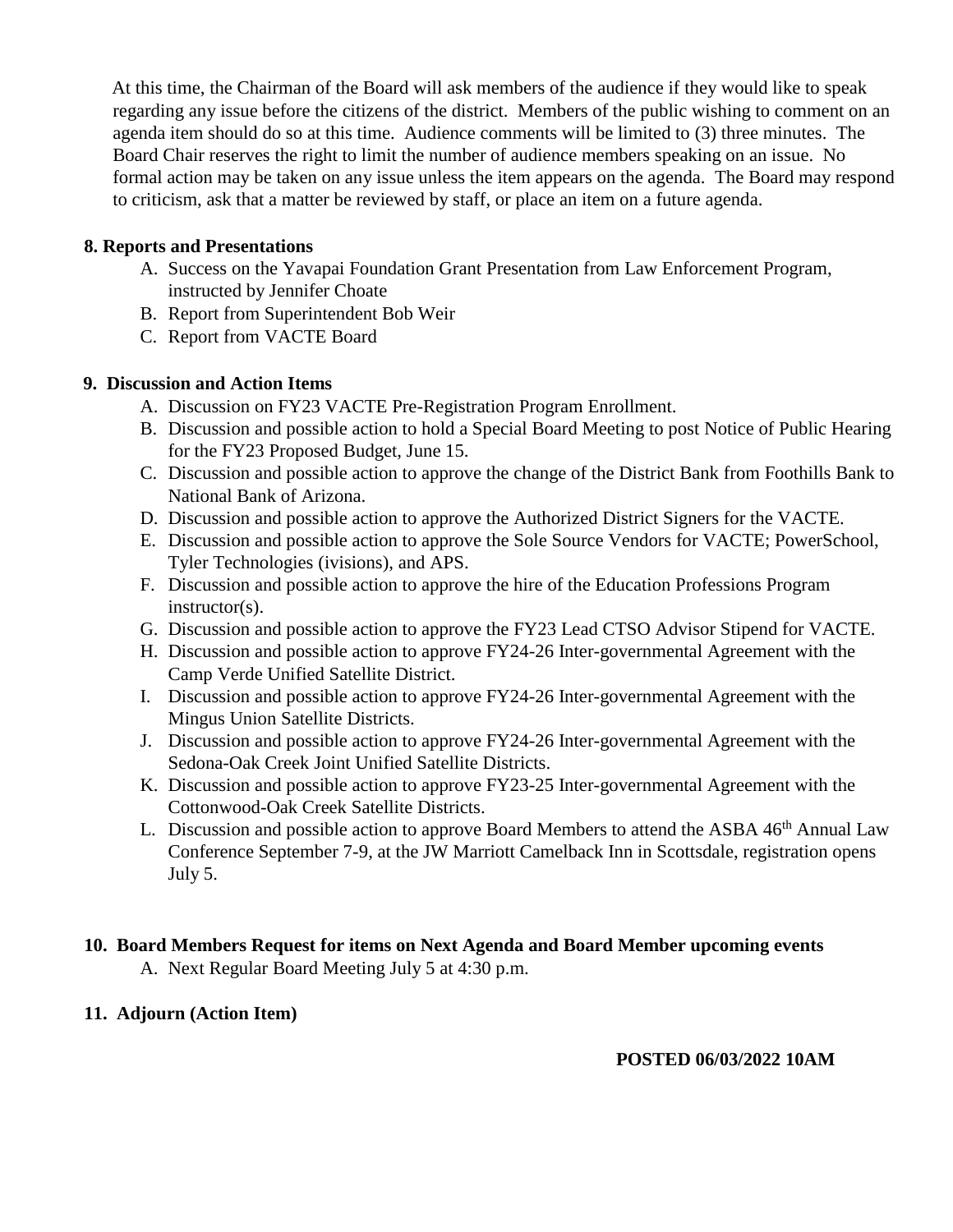At this time, the Chairman of the Board will ask members of the audience if they would like to speak regarding any issue before the citizens of the district. Members of the public wishing to comment on an agenda item should do so at this time. Audience comments will be limited to (3) three minutes. The Board Chair reserves the right to limit the number of audience members speaking on an issue. No formal action may be taken on any issue unless the item appears on the agenda. The Board may respond to criticism, ask that a matter be reviewed by staff, or place an item on a future agenda.

**8. Reports and Presentations**

A. Success on the Yavapai Foundation Grant Presentation from Law Enforcement Program, instructed by Jennifer Choate
B. Report from Superintendent Bob Weir
C. Report from VACTE Board

**9. Discussion and Action Items**

A. Discussion on FY23 VACTE Pre-Registration Program Enrollment.
B. Discussion and possible action to hold a Special Board Meeting to post Notice of Public Hearing for the FY23 Proposed Budget, June 15.
C. Discussion and possible action to approve the change of the District Bank from Foothills Bank to National Bank of Arizona.
D. Discussion and possible action to approve the Authorized District Signers for the VACTE.
E. Discussion and possible action to approve the Sole Source Vendors for VACTE; PowerSchool, Tyler Technologies (ivisions), and APS.
F. Discussion and possible action to approve the hire of the Education Professions Program instructor(s).
G. Discussion and possible action to approve the FY23 Lead CTSO Advisor Stipend for VACTE.
H. Discussion and possible action to approve FY24-26 Inter-governmental Agreement with the Camp Verde Unified Satellite District.
I. Discussion and possible action to approve FY24-26 Inter-governmental Agreement with the Mingus Union Satellite Districts.
J. Discussion and possible action to approve FY24-26 Inter-governmental Agreement with the Sedona-Oak Creek Joint Unified Satellite Districts.
K. Discussion and possible action to approve FY23-25 Inter-governmental Agreement with the Cottonwood-Oak Creek Satellite Districts.
L. Discussion and possible action to approve Board Members to attend the ASBA 46th Annual Law Conference September 7-9, at the JW Marriott Camelback Inn in Scottsdale, registration opens July 5.

**10. Board Members Request for items on Next Agenda and Board Member upcoming events**

A. Next Regular Board Meeting July 5 at 4:30 p.m.

**11. Adjourn (Action Item)**

**POSTED 06/03/2022 10AM**